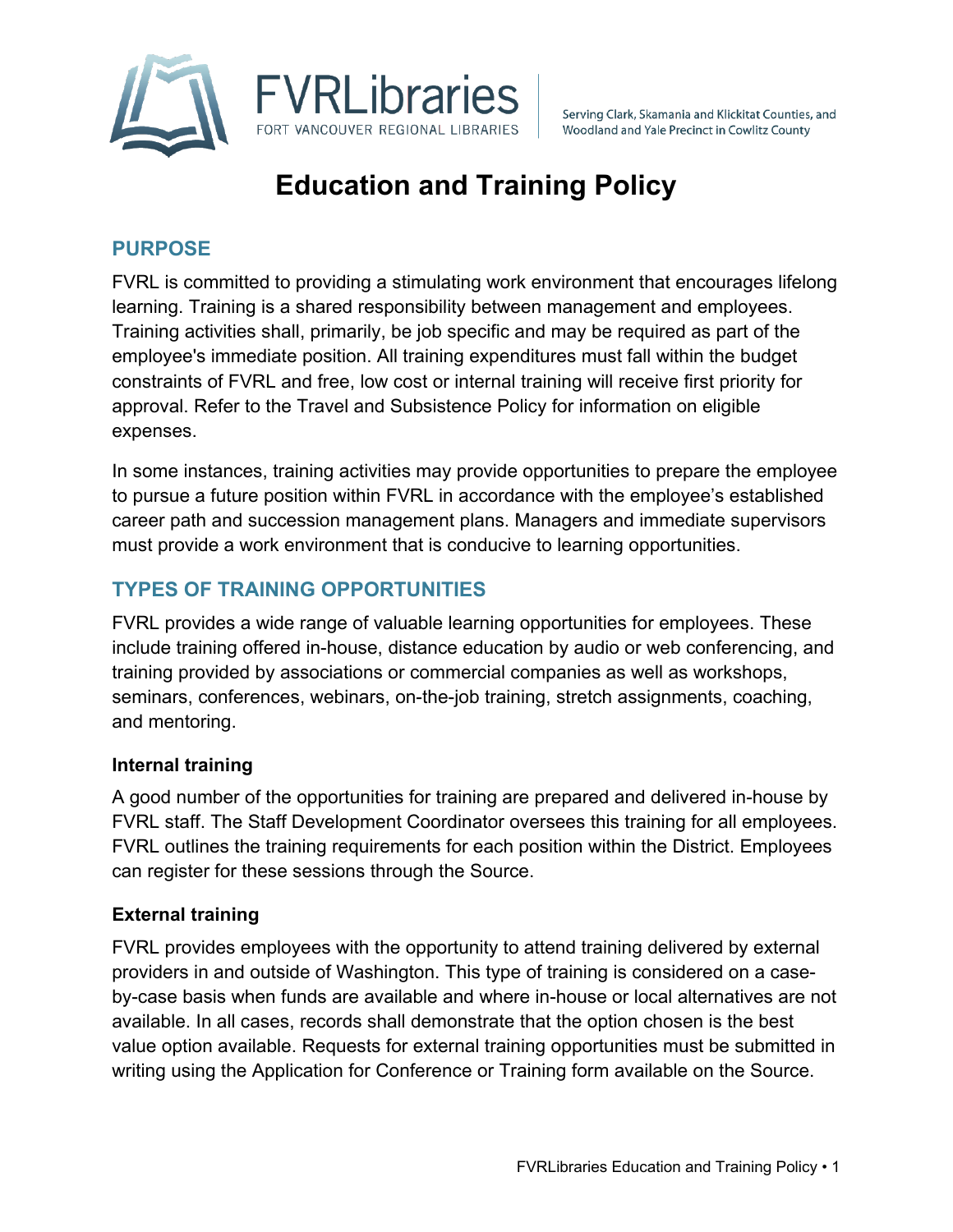FVRLibraries
FORT VANCOUVER REGIONAL LIBRARIES

Serving Clark, Skamania and Klickitat Counties, and Woodland and Yale Precinct in Cowlitz County

# Education and Training Policy

## PURPOSE

FVRL is committed to providing a stimulating work environment that encourages lifelong learning. Training is a shared responsibility between management and employees. Training activities shall, primarily, be job specific and may be required as part of the employee's immediate position. All training expenditures must fall within the budget constraints of FVRL and free, low cost or internal training will receive first priority for approval. Refer to the Travel and Subsistence Policy for information on eligible expenses.

In some instances, training activities may provide opportunities to prepare the employee to pursue a future position within FVRL in accordance with the employee's established career path and succession management plans. Managers and immediate supervisors must provide a work environment that is conducive to learning opportunities.

## TYPES OF TRAINING OPPORTUNITIES

FVRL provides a wide range of valuable learning opportunities for employees. These include training offered in-house, distance education by audio or web conferencing, and training provided by associations or commercial companies as well as workshops, seminars, conferences, webinars, on-the-job training, stretch assignments, coaching, and mentoring.

### Internal training

A good number of the opportunities for training are prepared and delivered in-house by FVRL staff. The Staff Development Coordinator oversees this training for all employees. FVRL outlines the training requirements for each position within the District. Employees can register for these sessions through the Source.

### External training

FVRL provides employees with the opportunity to attend training delivered by external providers in and outside of Washington. This type of training is considered on a case-by-case basis when funds are available and where in-house or local alternatives are not available. In all cases, records shall demonstrate that the option chosen is the best value option available. Requests for external training opportunities must be submitted in writing using the Application for Conference or Training form available on the Source.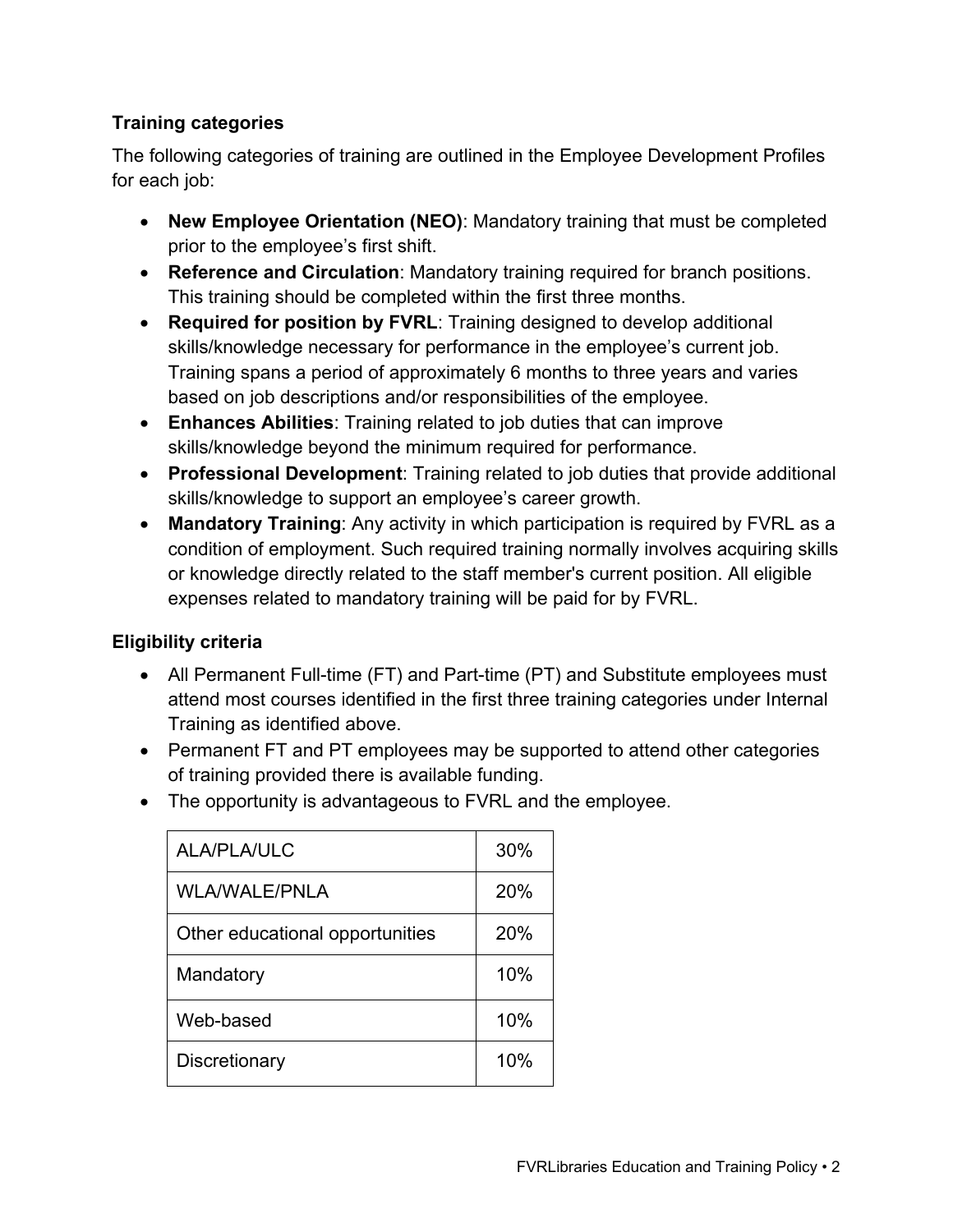### Training categories

The following categories of training are outlined in the Employee Development Profiles for each job:

- **New Employee Orientation (NEO)**: Mandatory training that must be completed prior to the employee's first shift.
- **Reference and Circulation**: Mandatory training required for branch positions. This training should be completed within the first three months.
- **Required for position by FVRL**: Training designed to develop additional skills/knowledge necessary for performance in the employee's current job. Training spans a period of approximately 6 months to three years and varies based on job descriptions and/or responsibilities of the employee.
- **Enhances Abilities**: Training related to job duties that can improve skills/knowledge beyond the minimum required for performance.
- **Professional Development**: Training related to job duties that provide additional skills/knowledge to support an employee's career growth.
- **Mandatory Training**: Any activity in which participation is required by FVRL as a condition of employment. Such required training normally involves acquiring skills or knowledge directly related to the staff member's current position. All eligible expenses related to mandatory training will be paid for by FVRL.

### Eligibility criteria

- All Permanent Full-time (FT) and Part-time (PT) and Substitute employees must attend most courses identified in the first three training categories under Internal Training as identified above.
- Permanent FT and PT employees may be supported to attend other categories of training provided there is available funding.
- The opportunity is advantageous to FVRL and the employee.

| | |
|---|---|
| ALA/PLA/ULC | 30% |
| WLA/WALE/PNLA | 20% |
| Other educational opportunities | 20% |
| Mandatory | 10% |
| Web-based | 10% |
| Discretionary | 10% |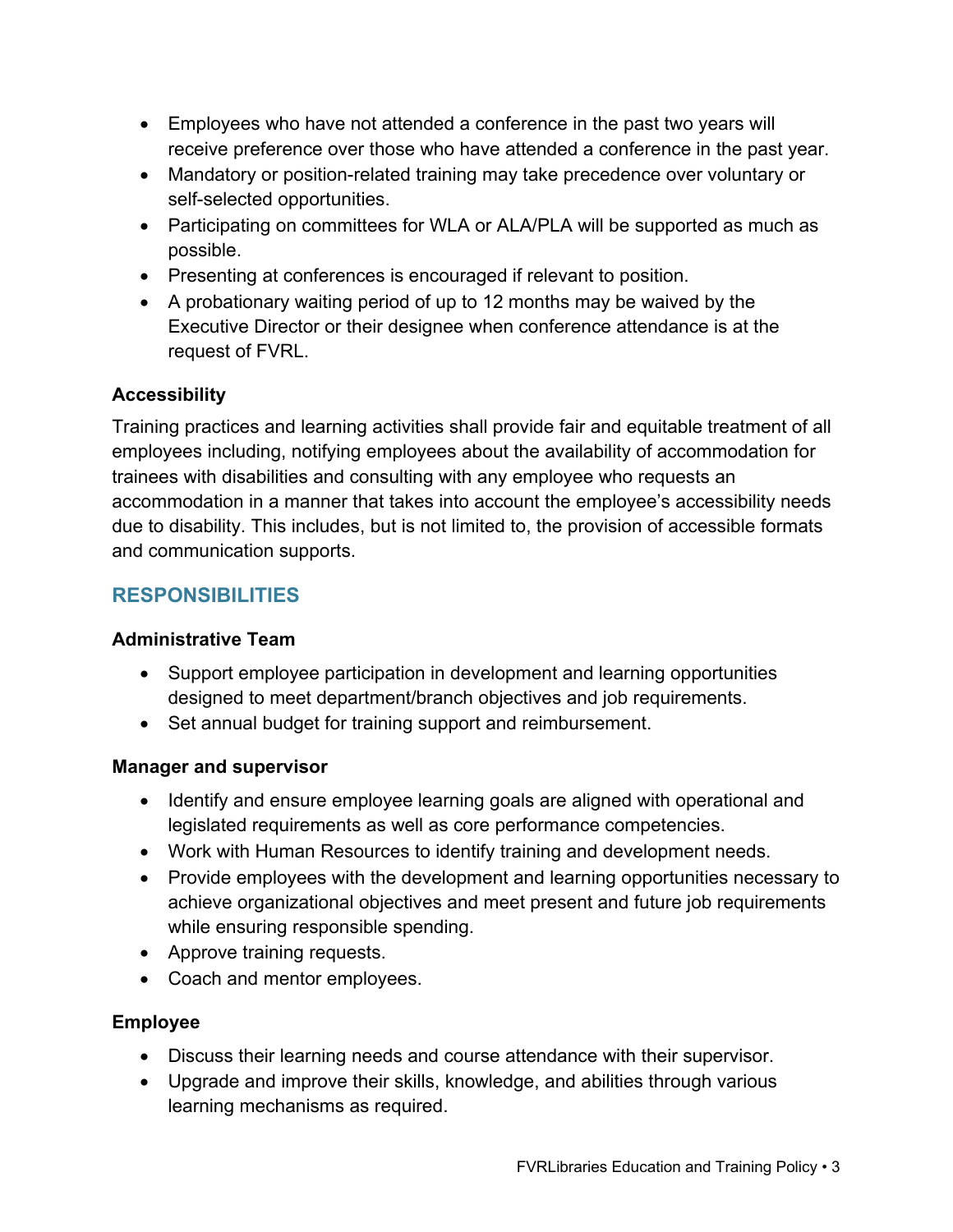- Employees who have not attended a conference in the past two years will receive preference over those who have attended a conference in the past year.
- Mandatory or position-related training may take precedence over voluntary or self-selected opportunities.
- Participating on committees for WLA or ALA/PLA will be supported as much as possible.
- Presenting at conferences is encouraged if relevant to position.
- A probationary waiting period of up to 12 months may be waived by the Executive Director or their designee when conference attendance is at the request of FVRL.

### Accessibility

Training practices and learning activities shall provide fair and equitable treatment of all employees including, notifying employees about the availability of accommodation for trainees with disabilities and consulting with any employee who requests an accommodation in a manner that takes into account the employee's accessibility needs due to disability. This includes, but is not limited to, the provision of accessible formats and communication supports.

## RESPONSIBILITIES

### Administrative Team

- Support employee participation in development and learning opportunities designed to meet department/branch objectives and job requirements.
- Set annual budget for training support and reimbursement.

### Manager and supervisor

- Identify and ensure employee learning goals are aligned with operational and legislated requirements as well as core performance competencies.
- Work with Human Resources to identify training and development needs.
- Provide employees with the development and learning opportunities necessary to achieve organizational objectives and meet present and future job requirements while ensuring responsible spending.
- Approve training requests.
- Coach and mentor employees.

### Employee

- Discuss their learning needs and course attendance with their supervisor.
- Upgrade and improve their skills, knowledge, and abilities through various learning mechanisms as required.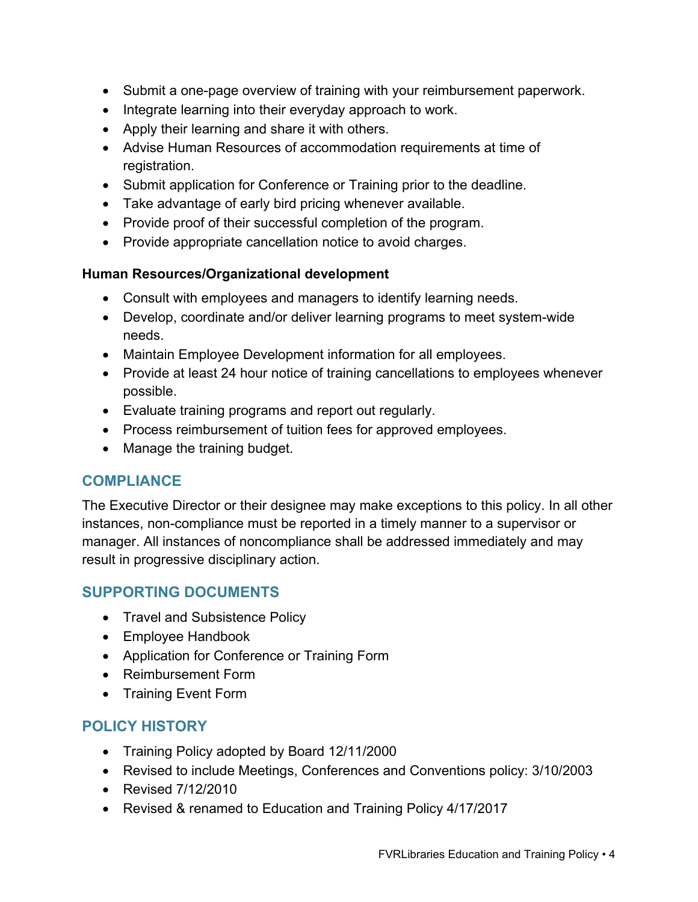- Submit a one-page overview of training with your reimbursement paperwork.
- Integrate learning into their everyday approach to work.
- Apply their learning and share it with others.
- Advise Human Resources of accommodation requirements at time of registration.
- Submit application for Conference or Training prior to the deadline.
- Take advantage of early bird pricing whenever available.
- Provide proof of their successful completion of the program.
- Provide appropriate cancellation notice to avoid charges.

**Human Resources/Organizational development**

- Consult with employees and managers to identify learning needs.
- Develop, coordinate and/or deliver learning programs to meet system-wide needs.
- Maintain Employee Development information for all employees.
- Provide at least 24 hour notice of training cancellations to employees whenever possible.
- Evaluate training programs and report out regularly.
- Process reimbursement of tuition fees for approved employees.
- Manage the training budget.

## COMPLIANCE

The Executive Director or their designee may make exceptions to this policy. In all other instances, non-compliance must be reported in a timely manner to a supervisor or manager. All instances of noncompliance shall be addressed immediately and may result in progressive disciplinary action.

## SUPPORTING DOCUMENTS

- Travel and Subsistence Policy
- Employee Handbook
- Application for Conference or Training Form
- Reimbursement Form
- Training Event Form

## POLICY HISTORY

- Training Policy adopted by Board 12/11/2000
- Revised to include Meetings, Conferences and Conventions policy: 3/10/2003
- Revised 7/12/2010
- Revised & renamed to Education and Training Policy 4/17/2017